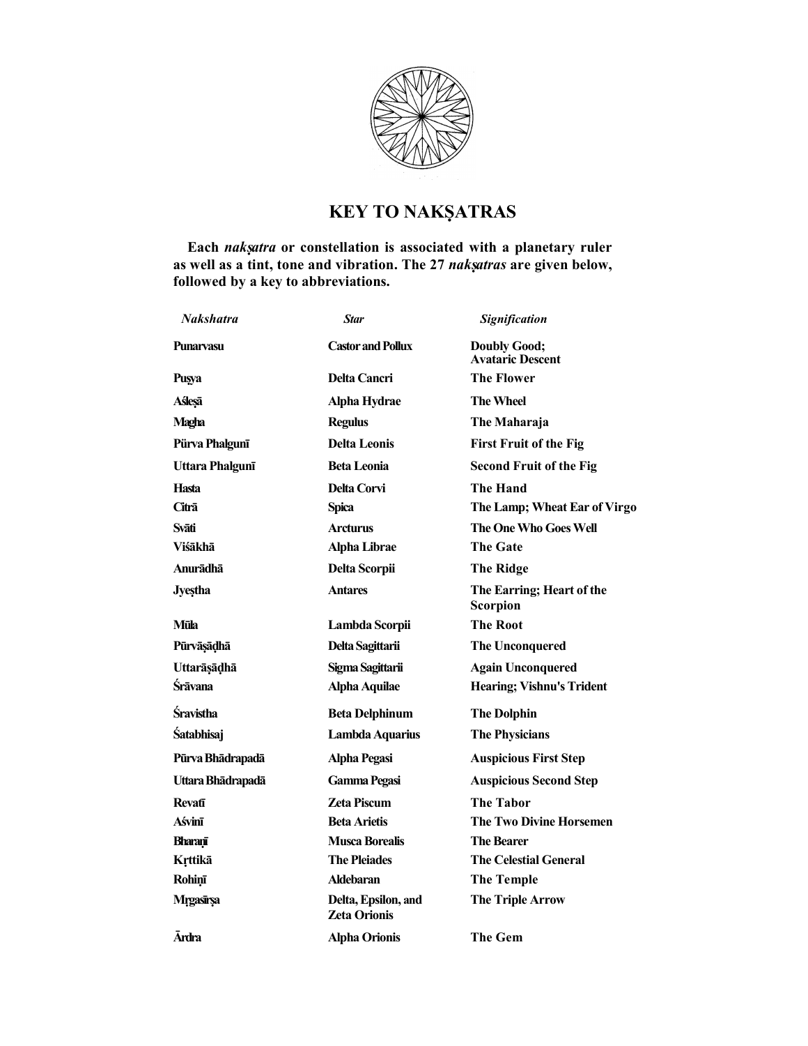# KEY TO NAKṢATRAS

**Each *nakṣatra* or constellation is associated with a planetary ruler as well as a tint, tone and vibration. The 27 *nakṣatras* are given below, followed by a key to abbreviations.**

| *Nakshatra* | *Star* | *Signification* |
|---|---|---|
| **Punarvasu** | **Castor and Pollux** | **Doubly Good; Avataric Descent** |
| **Puṣya** | **Delta Cancri** | **The Flower** |
| **Aśleṣā** | **Alpha Hydrae** | **The Wheel** |
| **Magha** | **Regulus** | **The Maharaja** |
| **Pūrva Phalgunī** | **Delta Leonis** | **First Fruit of the Fig** |
| **Uttara Phalgunī** | **Beta Leonia** | **Second Fruit of the Fig** |
| **Hasta** | **Delta Corvi** | **The Hand** |
| **Citrā** | **Spica** | **The Lamp; Wheat Ear of Virgo** |
| **Svāti** | **Arcturus** | **The One Who Goes Well** |
| **Viśākhā** | **Alpha Librae** | **The Gate** |
| **Anurādhā** | **Delta Scorpii** | **The Ridge** |
| **Jyeṣtha** | **Antares** | **The Earring; Heart of the Scorpion** |
| **Mūla** | **Lambda Scorpii** | **The Root** |
| **Pūrvāṣāḍhā** | **Delta Sagittarii** | **The Unconquered** |
| **Uttarāṣāḍhā** | **Sigma Sagittarii** | **Again Unconquered** |
| **Śrāvana** | **Alpha Aquilae** | **Hearing; Vishnu's Trident** |
| **Śravistha** | **Beta Delphinum** | **The Dolphin** |
| **Śatabhisaj** | **Lambda Aquarius** | **The Physicians** |
| **Pūrva Bhādrapadā** | **Alpha Pegasi** | **Auspicious First Step** |
| **Uttara Bhādrapadā** | **Gamma Pegasi** | **Auspicious Second Step** |
| **Revatī** | **Zeta Piscum** | **The Tabor** |
| **Aśvinī** | **Beta Arietis** | **The Two Divine Horsemen** |
| **Bharaṇī** | **Musca Borealis** | **The Bearer** |
| **Kṛttikā** | **The Pleiades** | **The Celestial General** |
| **Rohiṇī** | **Aldebaran** | **The Temple** |
| **Mṛgaśīrṣa** | **Delta, Epsilon, and Zeta Orionis** | **The Triple Arrow** |
| **Ārdra** | **Alpha Orionis** | **The Gem** |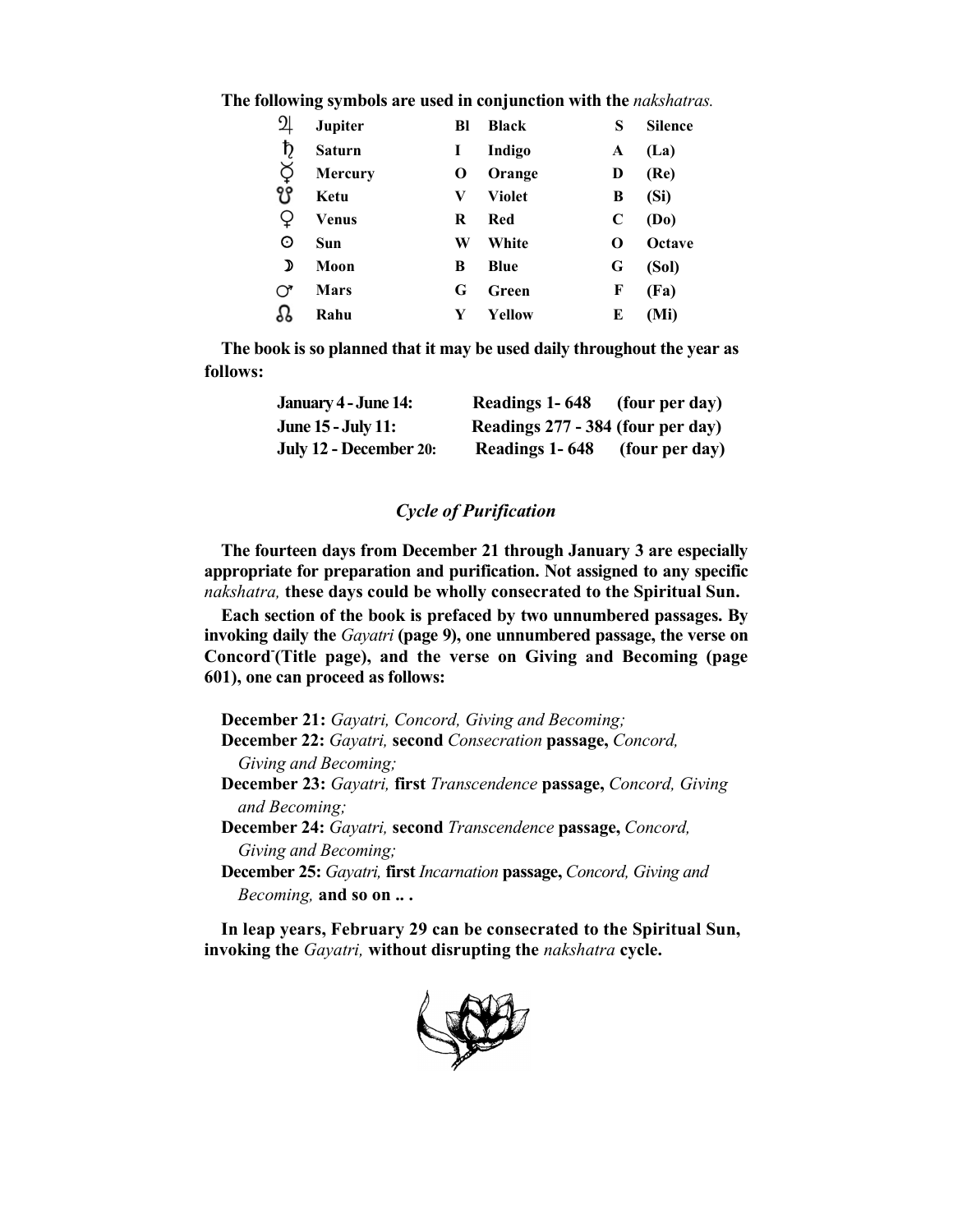**The following symbols are used in conjunction with the *nakshatras.***

| | | | | | |
|---|---|---|---|---|---|
| ♃ | **Jupiter** | **Bl** | **Black** | **S** | **Silence** |
| ♄ | **Saturn** | **I** | **Indigo** | **A** | **(La)** |
| ☿ | **Mercury** | **O** | **Orange** | **D** | **(Re)** |
| ☋ | **Ketu** | **V** | **Violet** | **B** | **(Si)** |
| ♀ | **Venus** | **R** | **Red** | **C** | **(Do)** |
| ☉ | **Sun** | **W** | **White** | **O** | **Octave** |
| ☽ | **Moon** | **B** | **Blue** | **G** | **(Sol)** |
| ♂ | **Mars** | **G** | **Green** | **F** | **(Fa)** |
| ☊ | **Rahu** | **Y** | **Yellow** | **E** | **(Mi)** |

**The book is so planned that it may be used daily throughout the year as follows:**

| | | |
|---|---|---|
| **January 4 - June 14:** | **Readings 1- 648** | **(four per day)** |
| **June 15 - July 11:** | **Readings 277 - 384** | **(four per day)** |
| **July 12 - December 20:** | **Readings 1- 648** | **(four per day)** |

## *Cycle of Purification*

**The fourteen days from December 21 through January 3 are especially appropriate for preparation and purification. Not assigned to any specific *nakshatra,* these days could be wholly consecrated to the Spiritual Sun.**

**Each section of the book is prefaced by two unnumbered passages. By invoking daily the *Gayatri* (page 9), one unnumbered passage, the verse on Concord (Title page), and the verse on Giving and Becoming (page 601), one can proceed as follows:**

**December 21:** *Gayatri, Concord, Giving and Becoming;*
**December 22:** *Gayatri,* **second** *Consecration* **passage,** *Concord, Giving and Becoming;*
**December 23:** *Gayatri,* **first** *Transcendence* **passage,** *Concord, Giving and Becoming;*
**December 24:** *Gayatri,* **second** *Transcendence* **passage,** *Concord, Giving and Becoming;*
**December 25:** *Gayatri,* **first** *Incarnation* **passage,** *Concord, Giving and Becoming,* **and so on .. .**

**In leap years, February 29 can be consecrated to the Spiritual Sun, invoking the *Gayatri,* without disrupting the *nakshatra* cycle.**